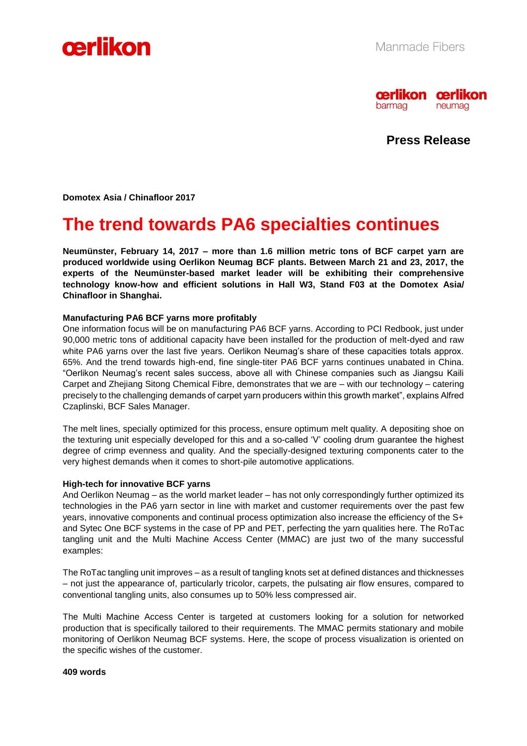Manmade Fibers

**Press Release**

**Domotex Asia / Chinafloor 2017**

# The trend towards PA6 specialties continues

**Neumünster, February 14, 2017 – more than 1.6 million metric tons of BCF carpet yarn are produced worldwide using Oerlikon Neumag BCF plants. Between March 21 and 23, 2017, the experts of the Neumünster-based market leader will be exhibiting their comprehensive technology know-how and efficient solutions in Hall W3, Stand F03 at the Domotex Asia/ Chinafloor in Shanghai.**

**Manufacturing PA6 BCF yarns more profitably**

One information focus will be on manufacturing PA6 BCF yarns. According to PCI Redbook, just under 90,000 metric tons of additional capacity have been installed for the production of melt-dyed and raw white PA6 yarns over the last five years. Oerlikon Neumag's share of these capacities totals approx. 65%. And the trend towards high-end, fine single-titer PA6 BCF yarns continues unabated in China. "Oerlikon Neumag's recent sales success, above all with Chinese companies such as Jiangsu Kaili Carpet and Zhejiang Sitong Chemical Fibre, demonstrates that we are – with our technology – catering precisely to the challenging demands of carpet yarn producers within this growth market", explains Alfred Czaplinski, BCF Sales Manager.

The melt lines, specially optimized for this process, ensure optimum melt quality. A depositing shoe on the texturing unit especially developed for this and a so-called 'V' cooling drum guarantee the highest degree of crimp evenness and quality. And the specially-designed texturing components cater to the very highest demands when it comes to short-pile automotive applications.

**High-tech for innovative BCF yarns**

And Oerlikon Neumag – as the world market leader – has not only correspondingly further optimized its technologies in the PA6 yarn sector in line with market and customer requirements over the past few years, innovative components and continual process optimization also increase the efficiency of the S+ and Sytec One BCF systems in the case of PP and PET, perfecting the yarn qualities here. The RoTac tangling unit and the Multi Machine Access Center (MMAC) are just two of the many successful examples:

The RoTac tangling unit improves – as a result of tangling knots set at defined distances and thicknesses – not just the appearance of, particularly tricolor, carpets, the pulsating air flow ensures, compared to conventional tangling units, also consumes up to 50% less compressed air.

The Multi Machine Access Center is targeted at customers looking for a solution for networked production that is specifically tailored to their requirements. The MMAC permits stationary and mobile monitoring of Oerlikon Neumag BCF systems. Here, the scope of process visualization is oriented on the specific wishes of the customer.

**409 words**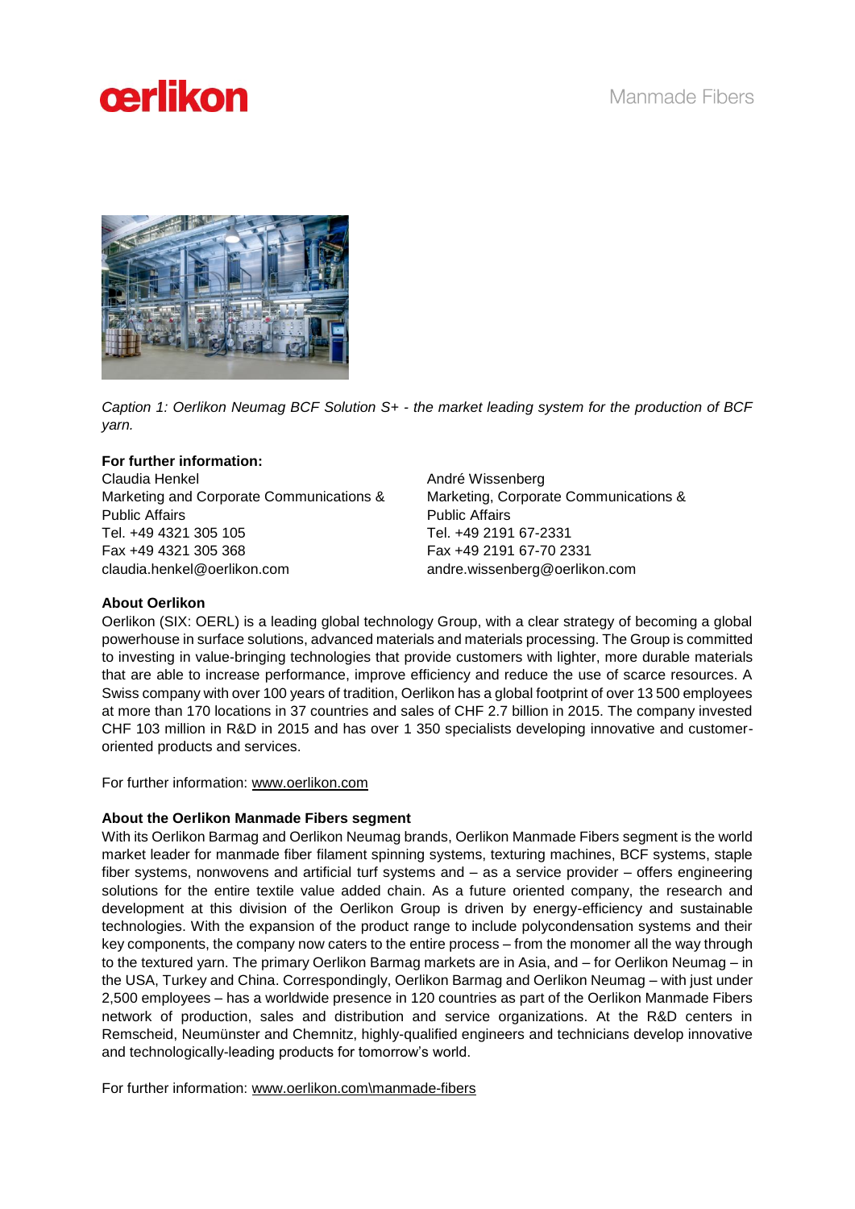*Caption 1: Oerlikon Neumag BCF Solution S+ - the market leading system for the production of BCF yarn.*

**For further information:**

Claudia Henkel
Marketing and Corporate Communications & Public Affairs
Tel. +49 4321 305 105
Fax +49 4321 305 368
claudia.henkel@oerlikon.com

André Wissenberg
Marketing, Corporate Communications & Public Affairs
Tel. +49 2191 67-2331
Fax +49 2191 67-70 2331
andre.wissenberg@oerlikon.com

**About Oerlikon**

Oerlikon (SIX: OERL) is a leading global technology Group, with a clear strategy of becoming a global powerhouse in surface solutions, advanced materials and materials processing. The Group is committed to investing in value-bringing technologies that provide customers with lighter, more durable materials that are able to increase performance, improve efficiency and reduce the use of scarce resources. A Swiss company with over 100 years of tradition, Oerlikon has a global footprint of over 13 500 employees at more than 170 locations in 37 countries and sales of CHF 2.7 billion in 2015. The company invested CHF 103 million in R&D in 2015 and has over 1 350 specialists developing innovative and customer-oriented products and services.

For further information: www.oerlikon.com

**About the Oerlikon Manmade Fibers segment**

With its Oerlikon Barmag and Oerlikon Neumag brands, Oerlikon Manmade Fibers segment is the world market leader for manmade fiber filament spinning systems, texturing machines, BCF systems, staple fiber systems, nonwovens and artificial turf systems and – as a service provider – offers engineering solutions for the entire textile value added chain. As a future oriented company, the research and development at this division of the Oerlikon Group is driven by energy-efficiency and sustainable technologies. With the expansion of the product range to include polycondensation systems and their key components, the company now caters to the entire process – from the monomer all the way through to the textured yarn. The primary Oerlikon Barmag markets are in Asia, and – for Oerlikon Neumag – in the USA, Turkey and China. Correspondingly, Oerlikon Barmag and Oerlikon Neumag – with just under 2,500 employees – has a worldwide presence in 120 countries as part of the Oerlikon Manmade Fibers network of production, sales and distribution and service organizations. At the R&D centers in Remscheid, Neumünster and Chemnitz, highly-qualified engineers and technicians develop innovative and technologically-leading products for tomorrow's world.

For further information: www.oerlikon.com\manmade-fibers